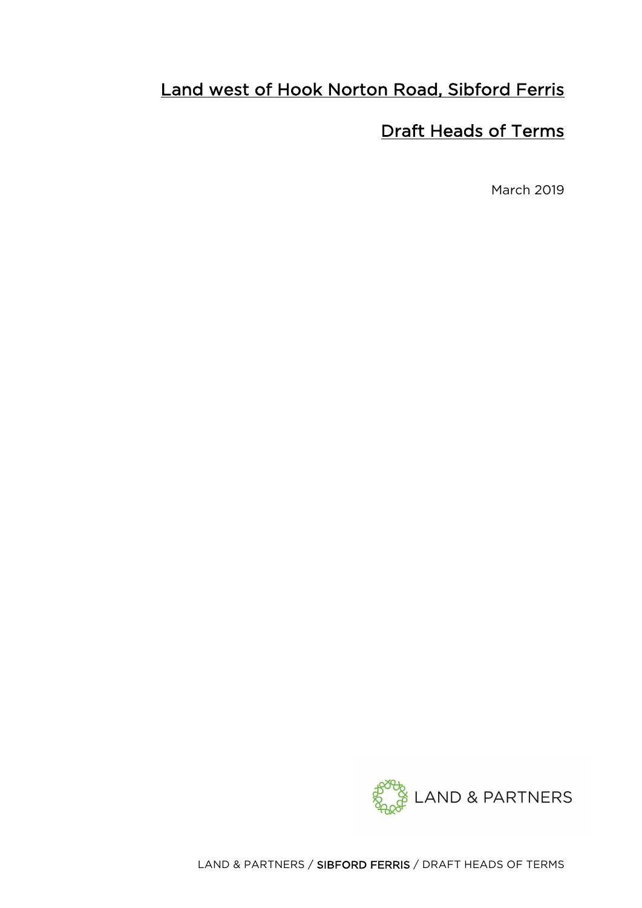# Land west of Hook Norton Road, Sibford Ferris

## Draft Heads of Terms

March 2019

LAND & PARTNERS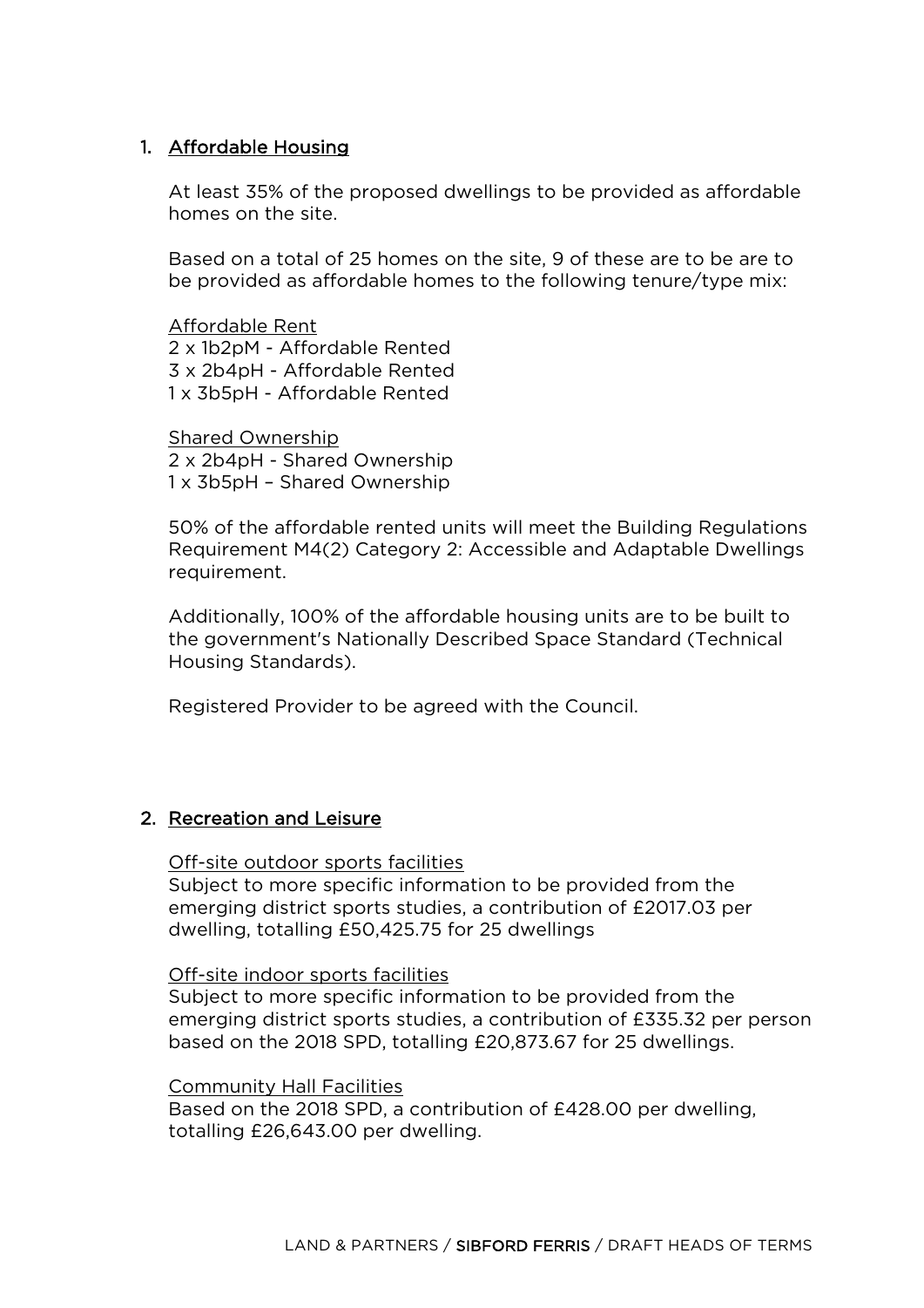1. <u>Affordable Housing</u>

   At least 35% of the proposed dwellings to be provided as affordable homes on the site.

   Based on a total of 25 homes on the site, 9 of these are to be are to be provided as affordable homes to the following tenure/type mix:

   <u>Affordable Rent</u>
   2 x 1b2pM - Affordable Rented
   3 x 2b4pH - Affordable Rented
   1 x 3b5pH - Affordable Rented

   <u>Shared Ownership</u>
   2 x 2b4pH - Shared Ownership
   1 x 3b5pH – Shared Ownership

   50% of the affordable rented units will meet the Building Regulations Requirement M4(2) Category 2: Accessible and Adaptable Dwellings requirement.

   Additionally, 100% of the affordable housing units are to be built to the government's Nationally Described Space Standard (Technical Housing Standards).

   Registered Provider to be agreed with the Council.

2. <u>Recreation and Leisure</u>

   <u>Off-site outdoor sports facilities</u>
   Subject to more specific information to be provided from the emerging district sports studies, a contribution of £2017.03 per dwelling, totalling £50,425.75 for 25 dwellings

   <u>Off-site indoor sports facilities</u>
   Subject to more specific information to be provided from the emerging district sports studies, a contribution of £335.32 per person based on the 2018 SPD, totalling £20,873.67 for 25 dwellings.

   <u>Community Hall Facilities</u>
   Based on the 2018 SPD, a contribution of £428.00 per dwelling, totalling £26,643.00 per dwelling.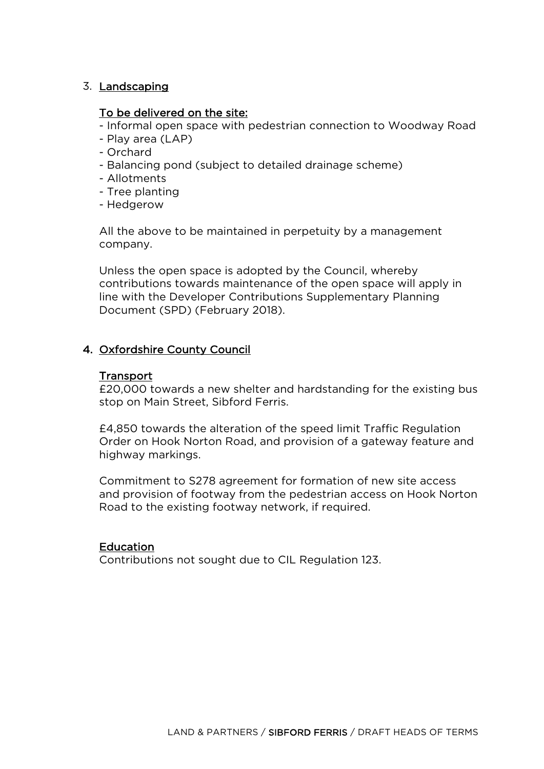3. <u>Landscaping</u>

   <u>To be delivered on the site:</u>

   - Informal open space with pedestrian connection to Woodway Road
   - Play area (LAP)
   - Orchard
   - Balancing pond (subject to detailed drainage scheme)
   - Allotments
   - Tree planting
   - Hedgerow

   All the above to be maintained in perpetuity by a management company.

   Unless the open space is adopted by the Council, whereby contributions towards maintenance of the open space will apply in line with the Developer Contributions Supplementary Planning Document (SPD) (February 2018).

4. <u>Oxfordshire County Council</u>

   <u>Transport</u>

   £20,000 towards a new shelter and hardstanding for the existing bus stop on Main Street, Sibford Ferris.

   £4,850 towards the alteration of the speed limit Traffic Regulation Order on Hook Norton Road, and provision of a gateway feature and highway markings.

   Commitment to S278 agreement for formation of new site access and provision of footway from the pedestrian access on Hook Norton Road to the existing footway network, if required.

   <u>Education</u>

   Contributions not sought due to CIL Regulation 123.